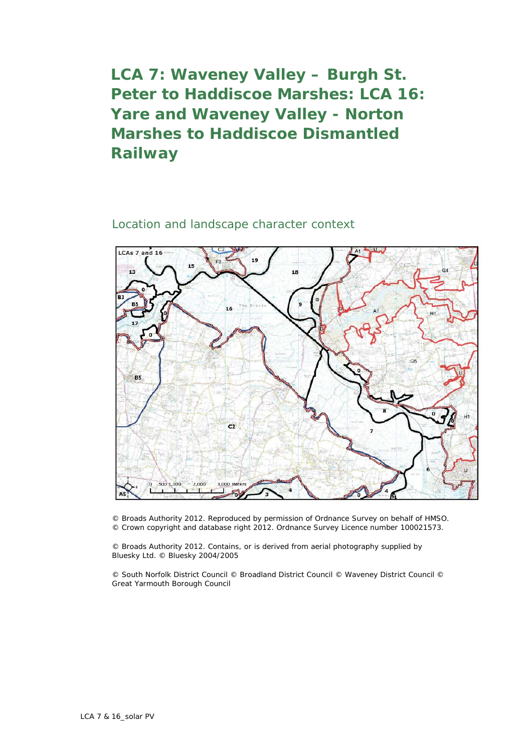# LCA 7: Waveney Valley – Burgh St. Peter to Haddiscoe Marshes: LCA 16: Yare and Waveney Valley - Norton Marshes to Haddiscoe Dismantled Railway

## Location and landscape character context

© Broads Authority 2012. Reproduced by permission of Ordnance Survey on behalf of HMSO. © Crown copyright and database right 2012. Ordnance Survey Licence number 100021573.

© Broads Authority 2012. Contains, or is derived from aerial photography supplied by Bluesky Ltd. © Bluesky 2004/2005

© South Norfolk District Council © Broadland District Council © Waveney District Council © Great Yarmouth Borough Council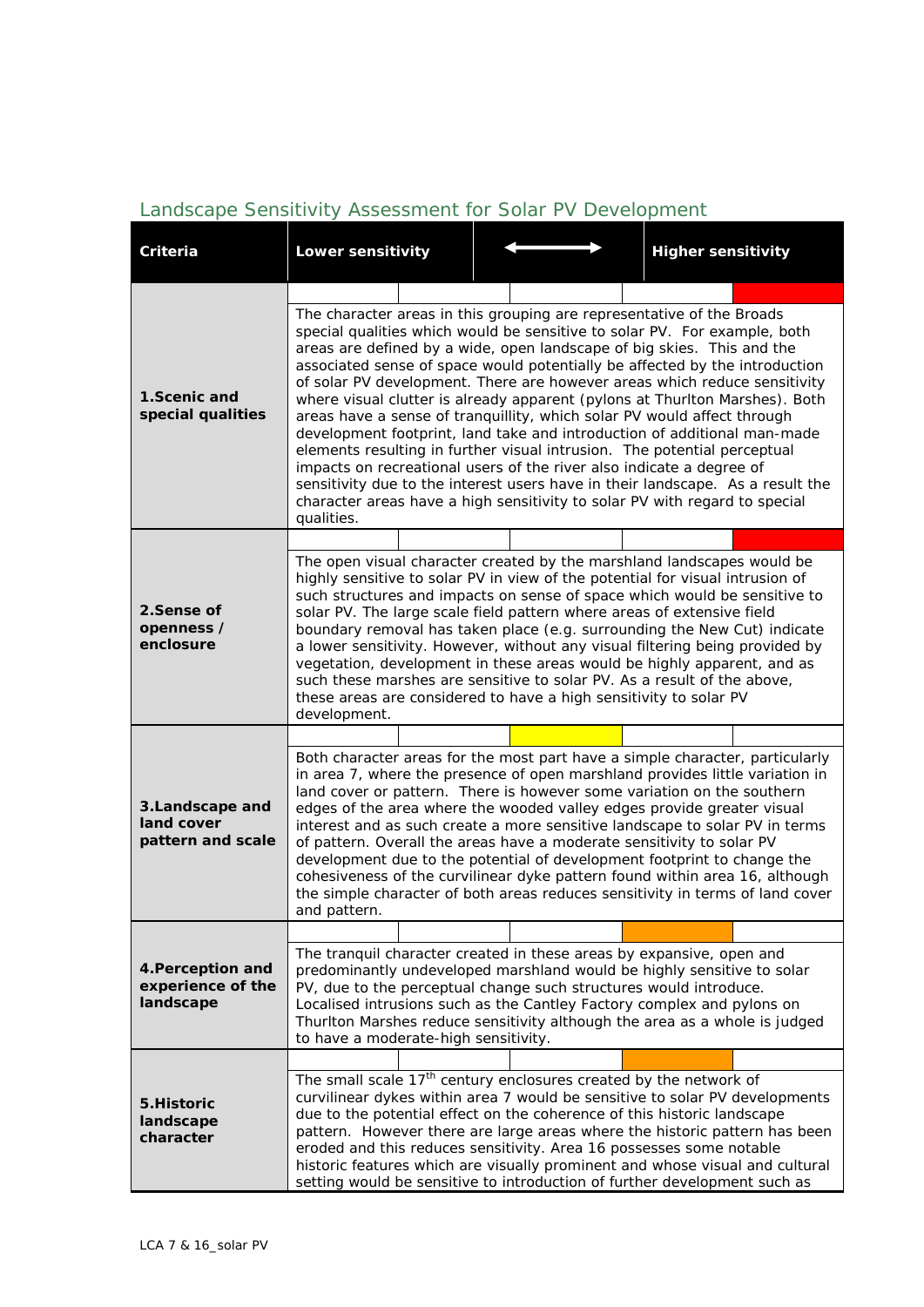## Landscape Sensitivity Assessment for Solar PV Development

| Criteria | Lower sensitivity | ⟷ | Higher sensitivity |
|---|---|---|---|
| **1.Scenic and special qualities** | Rating: Higher sensitivity (red) — The character areas in this grouping are representative of the Broads special qualities which would be sensitive to solar PV. For example, both areas are defined by a wide, open landscape of big skies. This and the associated sense of space would potentially be affected by the introduction of solar PV development. There are however areas which reduce sensitivity where visual clutter is already apparent (pylons at Thurlton Marshes). Both areas have a sense of tranquillity, which solar PV would affect through development footprint, land take and introduction of additional man-made elements resulting in further visual intrusion. The potential perceptual impacts on recreational users of the river also indicate a degree of sensitivity due to the interest users have in their landscape. As a result the character areas have a high sensitivity to solar PV with regard to special qualities. | | |
| **2.Sense of openness / enclosure** | Rating: Higher sensitivity (red) — The open visual character created by the marshland landscapes would be highly sensitive to solar PV in view of the potential for visual intrusion of such structures and impacts on sense of space which would be sensitive to solar PV. The large scale field pattern where areas of extensive field boundary removal has taken place (e.g. surrounding the New Cut) indicate a lower sensitivity. However, without any visual filtering being provided by vegetation, development in these areas would be highly apparent, and as such these marshes are sensitive to solar PV. As a result of the above, these areas are considered to have a high sensitivity to solar PV development. | | |
| **3.Landscape and land cover pattern and scale** | Rating: Moderate (yellow) — Both character areas for the most part have a simple character, particularly in area 7, where the presence of open marshland provides little variation in land cover or pattern. There is however some variation on the southern edges of the area where the wooded valley edges provide greater visual interest and as such create a more sensitive landscape to solar PV in terms of pattern. Overall the areas have a moderate sensitivity to solar PV development due to the potential of development footprint to change the cohesiveness of the curvilinear dyke pattern found within area 16, although the simple character of both areas reduces sensitivity in terms of land cover and pattern. | | |
| **4.Perception and experience of the landscape** | Rating: Moderate-high (orange) — The tranquil character created in these areas by expansive, open and predominantly undeveloped marshland would be highly sensitive to solar PV, due to the perceptual change such structures would introduce. Localised intrusions such as the Cantley Factory complex and pylons on Thurlton Marshes reduce sensitivity although the area as a whole is judged to have a moderate-high sensitivity. | | |
| **5.Historic landscape character** | Rating: Moderate-high (orange) — The small scale 17th century enclosures created by the network of curvilinear dykes within area 7 would be sensitive to solar PV developments due to the potential effect on the coherence of this historic landscape pattern. However there are large areas where the historic pattern has been eroded and this reduces sensitivity. Area 16 possesses some notable historic features which are visually prominent and whose visual and cultural setting would be sensitive to introduction of further development such as | | |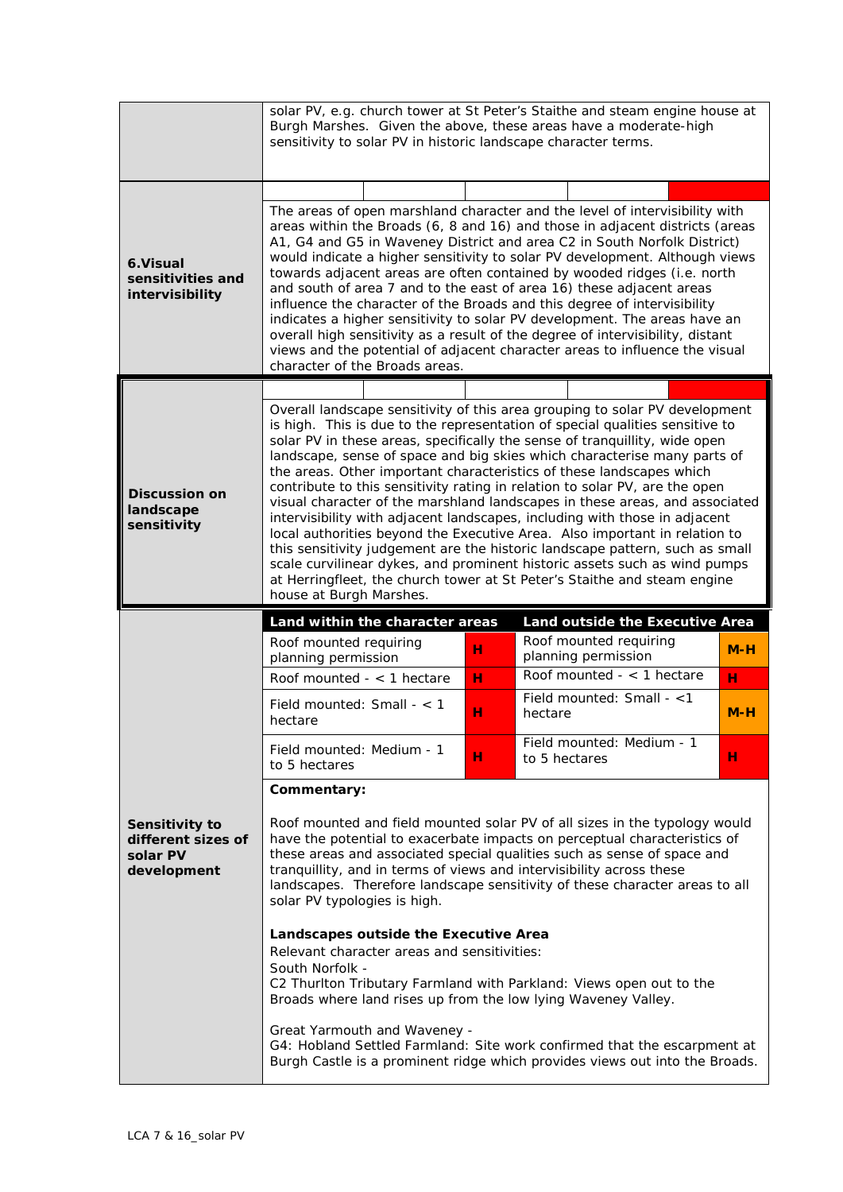| | |
|---|---|
| | solar PV, e.g. church tower at St Peter's Staithe and steam engine house at Burgh Marshes. Given the above, these areas have a moderate-high sensitivity to solar PV in historic landscape character terms. |
| **6.Visual sensitivities and intervisibility** | The areas of open marshland character and the level of intervisibility with areas within the Broads (6, 8 and 16) and those in adjacent districts (areas A1, G4 and G5 in Waveney District and area C2 in South Norfolk District) would indicate a higher sensitivity to solar PV development. Although views towards adjacent areas are often contained by wooded ridges (i.e. north and south of area 7 and to the east of area 16) these adjacent areas influence the character of the Broads and this degree of intervisibility indicates a higher sensitivity to solar PV development. The areas have an overall high sensitivity as a result of the degree of intervisibility, distant views and the potential of adjacent character areas to influence the visual character of the Broads areas. |
| **Discussion on landscape sensitivity** | Overall landscape sensitivity of this area grouping to solar PV development is high. This is due to the representation of special qualities sensitive to solar PV in these areas, specifically the sense of tranquillity, wide open landscape, sense of space and big skies which characterise many parts of the areas. Other important characteristics of these landscapes which contribute to this sensitivity rating in relation to solar PV, are the open visual character of the marshland landscapes in these areas, and associated intervisibility with adjacent landscapes, including with those in adjacent local authorities beyond the Executive Area. Also important in relation to this sensitivity judgement are the historic landscape pattern, such as small scale curvilinear dykes, and prominent historic assets such as wind pumps at Herringfleet, the church tower at St Peter's Staithe and steam engine house at Burgh Marshes. |

**Sensitivity to different sizes of solar PV development**

| Land within the character areas | | Land outside the Executive Area | |
|---|---|---|---|
| Roof mounted requiring planning permission | H | Roof mounted requiring planning permission | M-H |
| Roof mounted - < 1 hectare | H | Roof mounted - < 1 hectare | H |
| Field mounted: Small - < 1 hectare | H | Field mounted: Small - <1 hectare | M-H |
| Field mounted: Medium - 1 to 5 hectares | H | Field mounted: Medium - 1 to 5 hectares | H |

**Commentary:**

Roof mounted and field mounted solar PV of all sizes in the typology would have the potential to exacerbate impacts on perceptual characteristics of these areas and associated special qualities such as sense of space and tranquillity, and in terms of views and intervisibility across these landscapes. Therefore landscape sensitivity of these character areas to all solar PV typologies is high.

**Landscapes outside the Executive Area**

Relevant character areas and sensitivities:

South Norfolk -
C2 Thurlton Tributary Farmland with Parkland: Views open out to the Broads where land rises up from the low lying Waveney Valley.

Great Yarmouth and Waveney -
G4: Hobland Settled Farmland: Site work confirmed that the escarpment at Burgh Castle is a prominent ridge which provides views out into the Broads.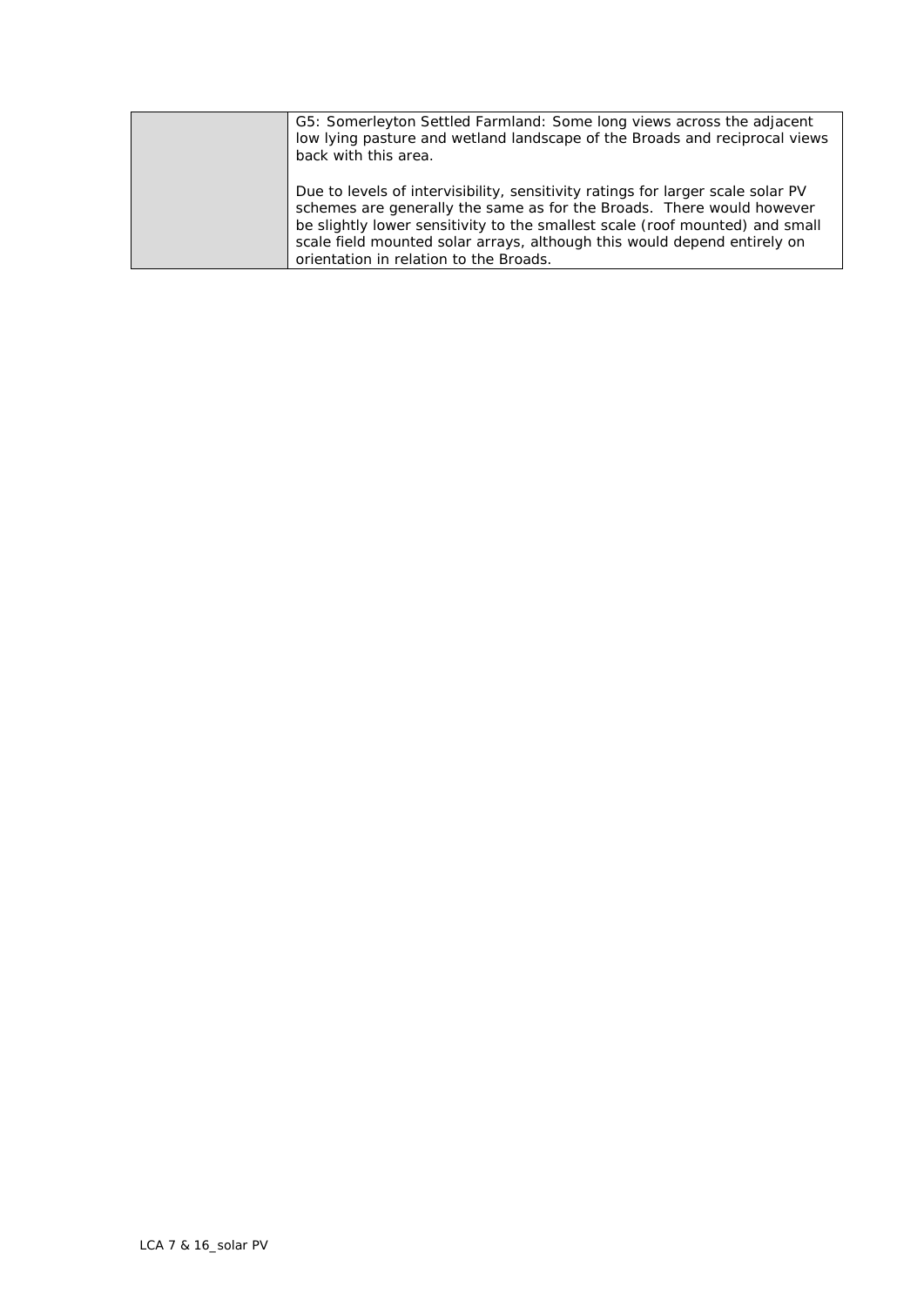| | |
|---|---|
| | G5: Somerleyton Settled Farmland: Some long views across the adjacent low lying pasture and wetland landscape of the Broads and reciprocal views back with this area.<br><br>Due to levels of intervisibility, sensitivity ratings for larger scale solar PV schemes are generally the same as for the Broads. There would however be slightly lower sensitivity to the smallest scale (roof mounted) and small scale field mounted solar arrays, although this would depend entirely on orientation in relation to the Broads. |